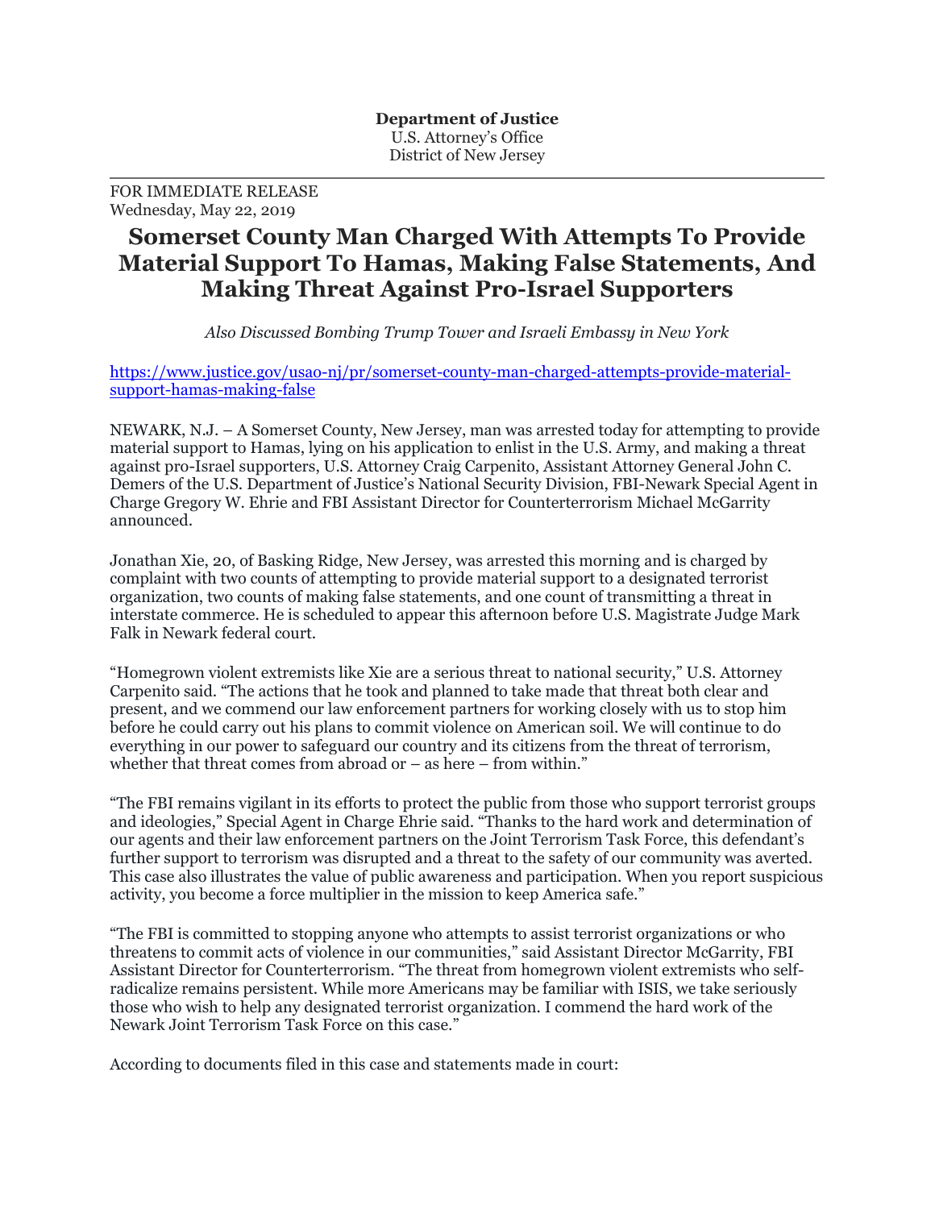**Department of Justice**
U.S. Attorney's Office
District of New Jersey

FOR IMMEDIATE RELEASE
Wednesday, May 22, 2019

# Somerset County Man Charged With Attempts To Provide Material Support To Hamas, Making False Statements, And Making Threat Against Pro-Israel Supporters

*Also Discussed Bombing Trump Tower and Israeli Embassy in New York*

[https://www.justice.gov/usao-nj/pr/somerset-county-man-charged-attempts-provide-material-support-hamas-making-false](https://www.justice.gov/usao-nj/pr/somerset-county-man-charged-attempts-provide-material-support-hamas-making-false)

NEWARK, N.J. – A Somerset County, New Jersey, man was arrested today for attempting to provide material support to Hamas, lying on his application to enlist in the U.S. Army, and making a threat against pro-Israel supporters, U.S. Attorney Craig Carpenito, Assistant Attorney General John C. Demers of the U.S. Department of Justice's National Security Division, FBI-Newark Special Agent in Charge Gregory W. Ehrie and FBI Assistant Director for Counterterrorism Michael McGarrity announced.

Jonathan Xie, 20, of Basking Ridge, New Jersey, was arrested this morning and is charged by complaint with two counts of attempting to provide material support to a designated terrorist organization, two counts of making false statements, and one count of transmitting a threat in interstate commerce. He is scheduled to appear this afternoon before U.S. Magistrate Judge Mark Falk in Newark federal court.

"Homegrown violent extremists like Xie are a serious threat to national security," U.S. Attorney Carpenito said. "The actions that he took and planned to take made that threat both clear and present, and we commend our law enforcement partners for working closely with us to stop him before he could carry out his plans to commit violence on American soil. We will continue to do everything in our power to safeguard our country and its citizens from the threat of terrorism, whether that threat comes from abroad or – as here – from within."

"The FBI remains vigilant in its efforts to protect the public from those who support terrorist groups and ideologies," Special Agent in Charge Ehrie said. "Thanks to the hard work and determination of our agents and their law enforcement partners on the Joint Terrorism Task Force, this defendant's further support to terrorism was disrupted and a threat to the safety of our community was averted. This case also illustrates the value of public awareness and participation. When you report suspicious activity, you become a force multiplier in the mission to keep America safe."

"The FBI is committed to stopping anyone who attempts to assist terrorist organizations or who threatens to commit acts of violence in our communities," said Assistant Director McGarrity, FBI Assistant Director for Counterterrorism. "The threat from homegrown violent extremists who self-radicalize remains persistent. While more Americans may be familiar with ISIS, we take seriously those who wish to help any designated terrorist organization. I commend the hard work of the Newark Joint Terrorism Task Force on this case."

According to documents filed in this case and statements made in court: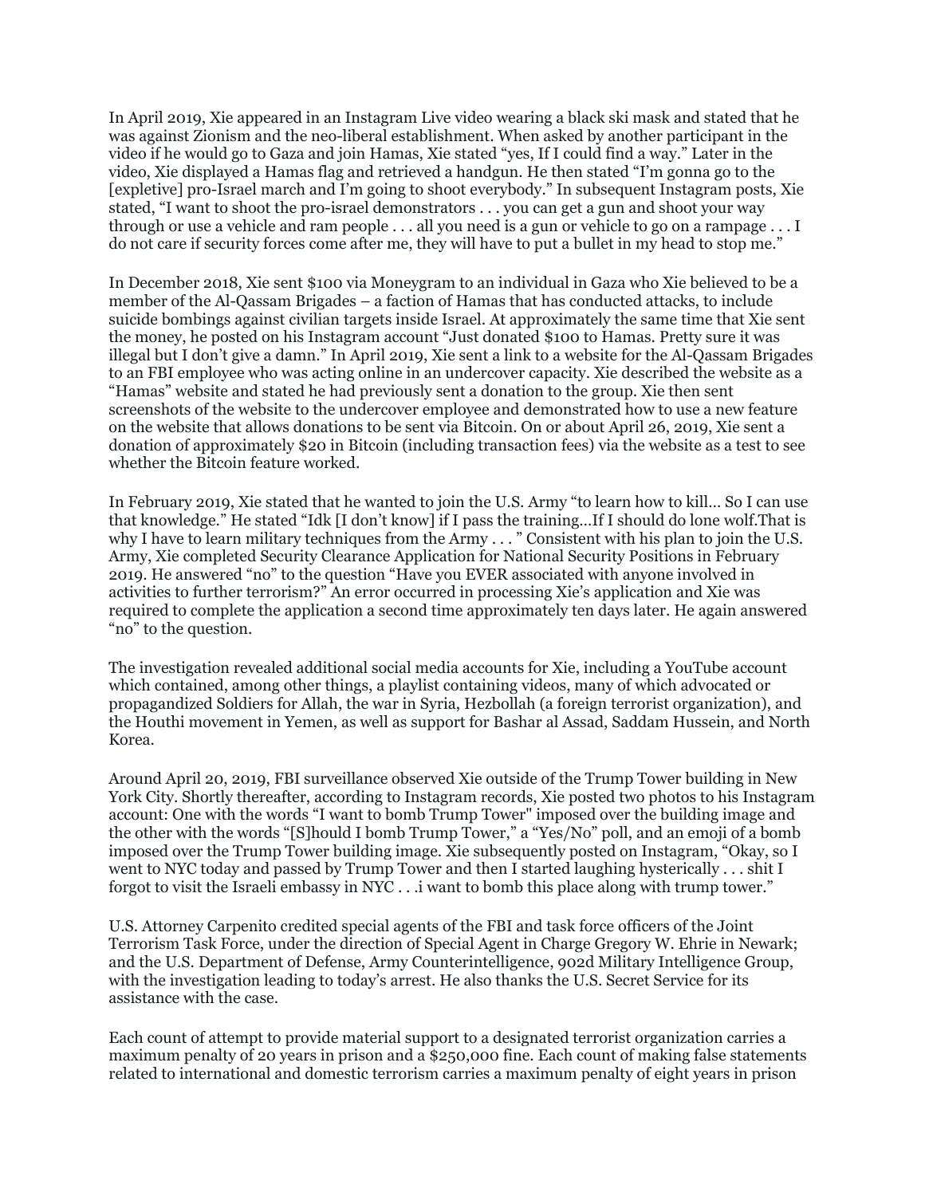In April 2019, Xie appeared in an Instagram Live video wearing a black ski mask and stated that he was against Zionism and the neo-liberal establishment. When asked by another participant in the video if he would go to Gaza and join Hamas, Xie stated "yes, If I could find a way." Later in the video, Xie displayed a Hamas flag and retrieved a handgun. He then stated "I'm gonna go to the [expletive] pro-Israel march and I'm going to shoot everybody." In subsequent Instagram posts, Xie stated, "I want to shoot the pro-israel demonstrators . . . you can get a gun and shoot your way through or use a vehicle and ram people . . . all you need is a gun or vehicle to go on a rampage . . . I do not care if security forces come after me, they will have to put a bullet in my head to stop me."

In December 2018, Xie sent $100 via Moneygram to an individual in Gaza who Xie believed to be a member of the Al-Qassam Brigades – a faction of Hamas that has conducted attacks, to include suicide bombings against civilian targets inside Israel. At approximately the same time that Xie sent the money, he posted on his Instagram account "Just donated $100 to Hamas. Pretty sure it was illegal but I don't give a damn." In April 2019, Xie sent a link to a website for the Al-Qassam Brigades to an FBI employee who was acting online in an undercover capacity. Xie described the website as a "Hamas" website and stated he had previously sent a donation to the group. Xie then sent screenshots of the website to the undercover employee and demonstrated how to use a new feature on the website that allows donations to be sent via Bitcoin. On or about April 26, 2019, Xie sent a donation of approximately $20 in Bitcoin (including transaction fees) via the website as a test to see whether the Bitcoin feature worked.

In February 2019, Xie stated that he wanted to join the U.S. Army "to learn how to kill… So I can use that knowledge." He stated "Idk [I don't know] if I pass the training…If I should do lone wolf.That is why I have to learn military techniques from the Army . . . " Consistent with his plan to join the U.S. Army, Xie completed Security Clearance Application for National Security Positions in February 2019. He answered "no" to the question "Have you EVER associated with anyone involved in activities to further terrorism?" An error occurred in processing Xie's application and Xie was required to complete the application a second time approximately ten days later. He again answered "no" to the question.

The investigation revealed additional social media accounts for Xie, including a YouTube account which contained, among other things, a playlist containing videos, many of which advocated or propagandized Soldiers for Allah, the war in Syria, Hezbollah (a foreign terrorist organization), and the Houthi movement in Yemen, as well as support for Bashar al Assad, Saddam Hussein, and North Korea.

Around April 20, 2019, FBI surveillance observed Xie outside of the Trump Tower building in New York City. Shortly thereafter, according to Instagram records, Xie posted two photos to his Instagram account: One with the words "I want to bomb Trump Tower" imposed over the building image and the other with the words "[S]hould I bomb Trump Tower," a "Yes/No" poll, and an emoji of a bomb imposed over the Trump Tower building image. Xie subsequently posted on Instagram, "Okay, so I went to NYC today and passed by Trump Tower and then I started laughing hysterically . . . shit I forgot to visit the Israeli embassy in NYC . . .i want to bomb this place along with trump tower."

U.S. Attorney Carpenito credited special agents of the FBI and task force officers of the Joint Terrorism Task Force, under the direction of Special Agent in Charge Gregory W. Ehrie in Newark; and the U.S. Department of Defense, Army Counterintelligence, 902d Military Intelligence Group, with the investigation leading to today's arrest. He also thanks the U.S. Secret Service for its assistance with the case.

Each count of attempt to provide material support to a designated terrorist organization carries a maximum penalty of 20 years in prison and a $250,000 fine. Each count of making false statements related to international and domestic terrorism carries a maximum penalty of eight years in prison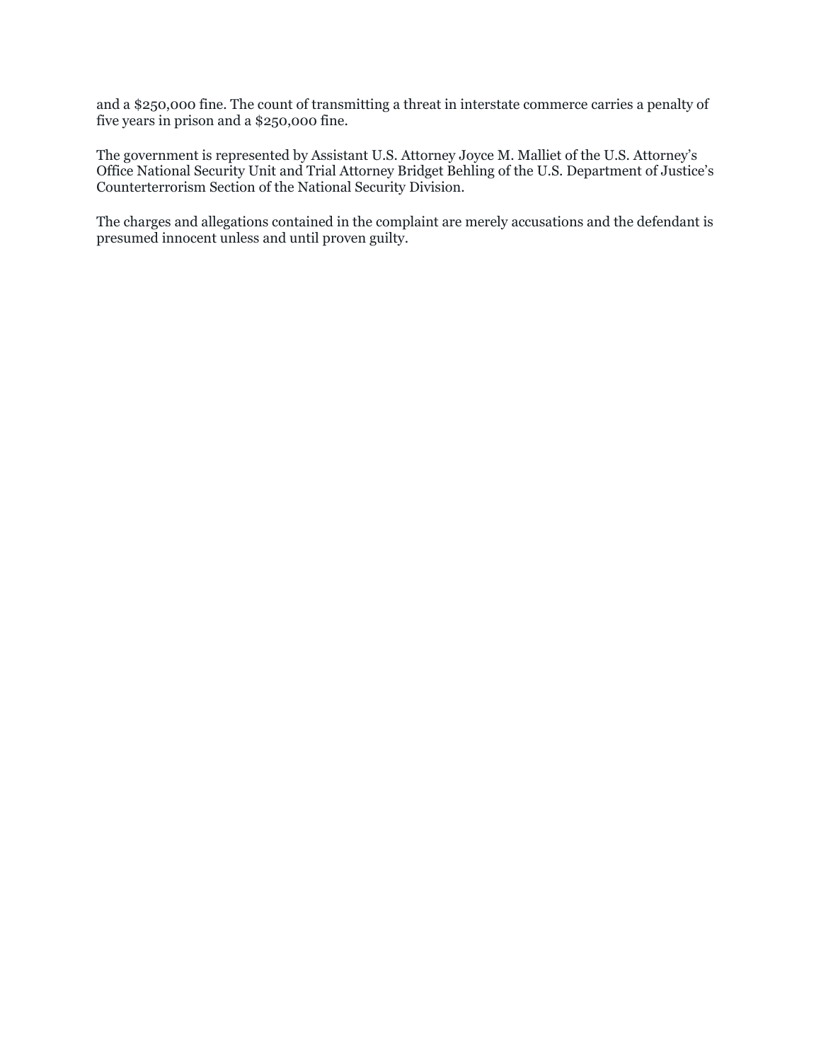and a $250,000 fine. The count of transmitting a threat in interstate commerce carries a penalty of five years in prison and a $250,000 fine.

The government is represented by Assistant U.S. Attorney Joyce M. Malliet of the U.S. Attorney's Office National Security Unit and Trial Attorney Bridget Behling of the U.S. Department of Justice's Counterterrorism Section of the National Security Division.

The charges and allegations contained in the complaint are merely accusations and the defendant is presumed innocent unless and until proven guilty.